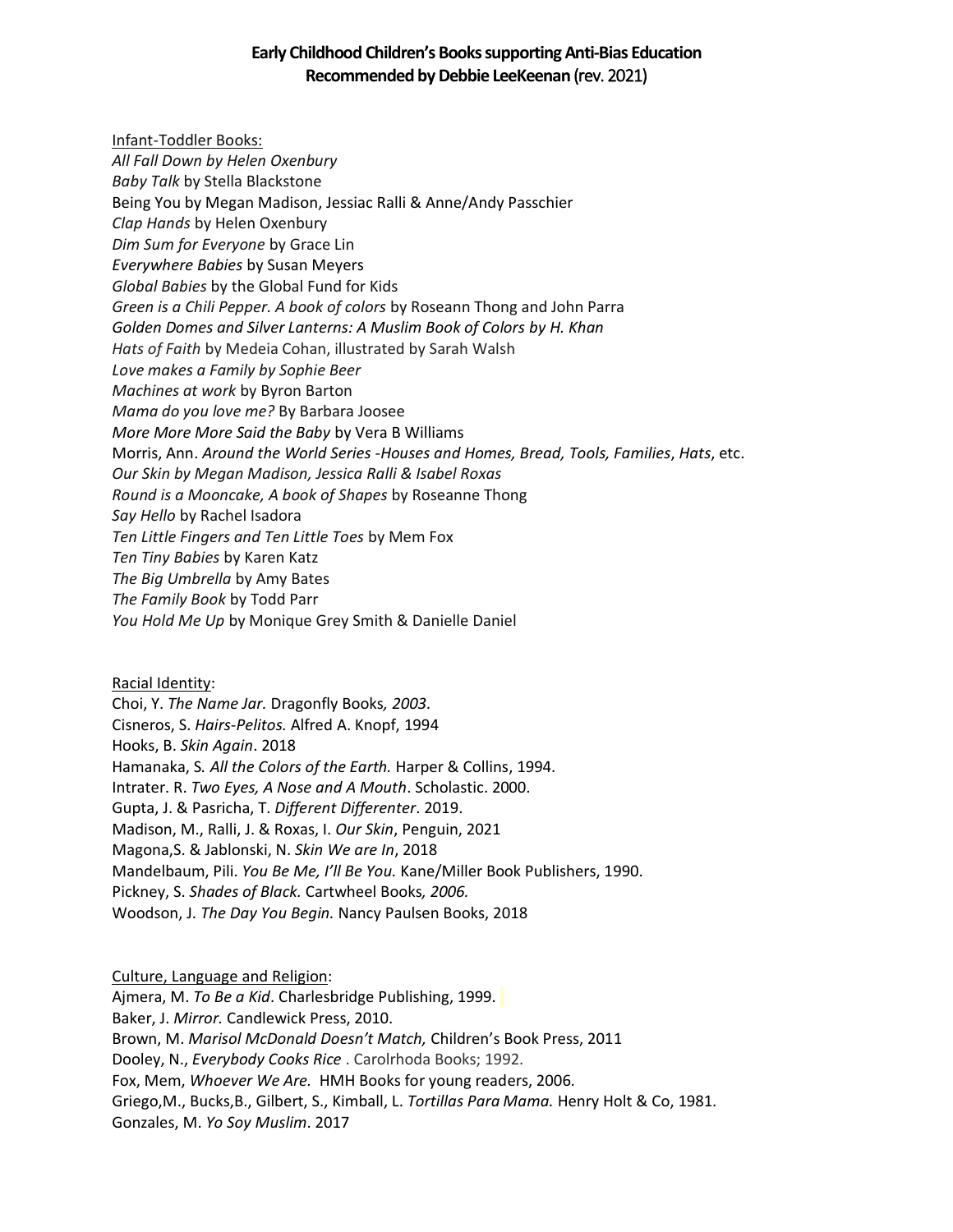# Early Childhood Children's Books supporting Anti-Bias Education
## Recommended by Debbie LeeKeenan (rev. 2021)

Infant-Toddler Books:

*All Fall Down by Helen Oxenbury*
*Baby Talk* by Stella Blackstone
Being You by Megan Madison, Jessiac Ralli & Anne/Andy Passchier
*Clap Hands* by Helen Oxenbury
*Dim Sum for Everyone* by Grace Lin
*Everywhere Babies* by Susan Meyers
*Global Babies* by the Global Fund for Kids
*Green is a Chili Pepper. A book of colors* by Roseann Thong and John Parra
*Golden Domes and Silver Lanterns: A Muslim Book of Colors by H. Khan*
*Hats of Faith* by Medeia Cohan, illustrated by Sarah Walsh
*Love makes a Family by Sophie Beer*
*Machines at work* by Byron Barton
*Mama do you love me?* By Barbara Joosee
*More More More Said the Baby* by Vera B Williams
Morris, Ann. *Around the World Series -Houses and Homes, Bread, Tools, Families*, *Hats*, etc.
*Our Skin by Megan Madison, Jessica Ralli & Isabel Roxas*
*Round is a Mooncake, A book of Shapes* by Roseanne Thong
*Say Hello* by Rachel Isadora
*Ten Little Fingers and Ten Little Toes* by Mem Fox
*Ten Tiny Babies* by Karen Katz
*The Big Umbrella* by Amy Bates
*The Family Book* by Todd Parr
*You Hold Me Up* by Monique Grey Smith & Danielle Daniel

Racial Identity:

Choi, Y. *The Name Jar.* Dragonfly Books*, 2003.*
Cisneros, S. *Hairs-Pelitos.* Alfred A. Knopf, 1994
Hooks, B. *Skin Again*. 2018
Hamanaka, S*. All the Colors of the Earth.* Harper & Collins, 1994.
Intrater. R. *Two Eyes, A Nose and A Mouth*. Scholastic. 2000.
Gupta, J. & Pasricha, T. *Different Differenter*. 2019.
Madison, M., Ralli, J. & Roxas, I. *Our Skin*, Penguin, 2021
Magona,S. & Jablonski, N. *Skin We are In*, 2018
Mandelbaum, Pili. *You Be Me, I'll Be You.* Kane/Miller Book Publishers, 1990.
Pickney, S. *Shades of Black.* Cartwheel Books*, 2006.*
Woodson, J. *The Day You Begin.* Nancy Paulsen Books, 2018

Culture, Language and Religion:

Ajmera, M. *To Be a Kid*. Charlesbridge Publishing, 1999.
Baker, J. *Mirror.* Candlewick Press, 2010.
Brown, M. *Marisol McDonald Doesn't Match,* Children's Book Press, 2011
Dooley, N., *Everybody Cooks Rice* . Carolrhoda Books; 1992.
Fox, Mem, *Whoever We Are.* HMH Books for young readers, 2006.
Griego,M., Bucks,B., Gilbert, S., Kimball, L. *Tortillas Para Mama.* Henry Holt & Co, 1981.
Gonzales, M. *Yo Soy Muslim*. 2017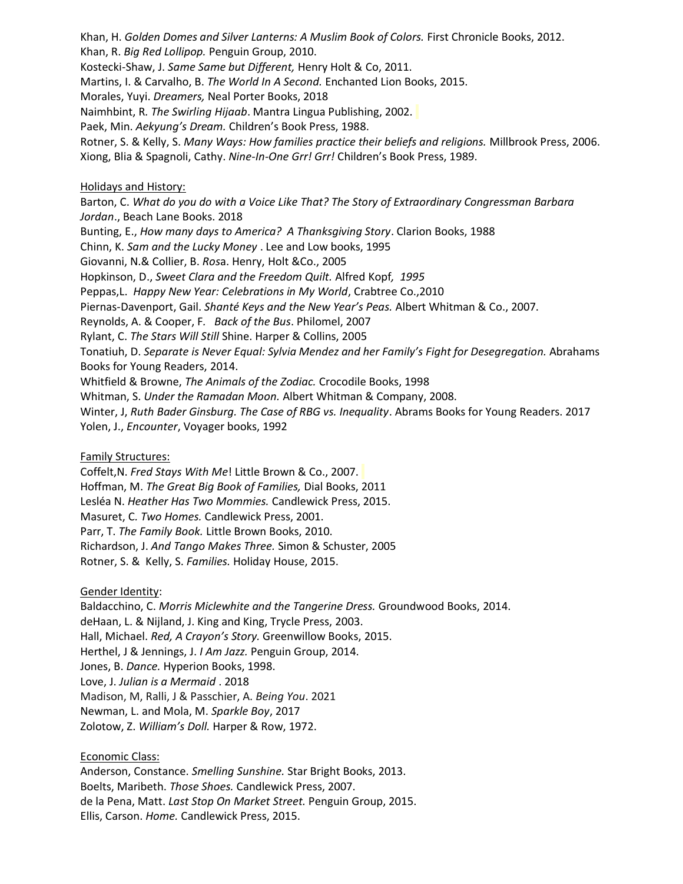Khan, H. *Golden Domes and Silver Lanterns: A Muslim Book of Colors.* First Chronicle Books, 2012.
Khan, R. *Big Red Lollipop.* Penguin Group, 2010.
Kostecki-Shaw, J. *Same Same but Different,* Henry Holt & Co, 2011.
Martins, I. & Carvalho, B. *The World In A Second.* Enchanted Lion Books, 2015.
Morales, Yuyi. *Dreamers,* Neal Porter Books, 2018
Naimhbint, R. *The Swirling Hijaab*. Mantra Lingua Publishing, 2002.
Paek, Min. *Aekyung's Dream.* Children's Book Press, 1988.
Rotner, S. & Kelly, S. *Many Ways: How families practice their beliefs and religions.* Millbrook Press, 2006.
Xiong, Blia & Spagnoli, Cathy. *Nine-In-One Grr! Grr!* Children's Book Press, 1989.

<u>Holidays and History:</u>

Barton, C. *What do you do with a Voice Like That? The Story of Extraordinary Congressman Barbara Jordan*., Beach Lane Books. 2018
Bunting, E., *How many days to America? A Thanksgiving Story*. Clarion Books, 1988
Chinn, K. *Sam and the Lucky Money* . Lee and Low books, 1995
Giovanni, N.& Collier, B. *Ros*a. Henry, Holt &Co., 2005
Hopkinson, D., *Sweet Clara and the Freedom Quilt.* Alfred Kopf*, 1995*
Peppas,L. *Happy New Year: Celebrations in My World*, Crabtree Co.,2010
Piernas-Davenport, Gail. *Shanté Keys and the New Year's Peas.* Albert Whitman & Co., 2007.
Reynolds, A. & Cooper, F. *Back of the Bus*. Philomel, 2007
Rylant, C. *The Stars Will Still* Shine. Harper & Collins, 2005
Tonatiuh, D. *Separate is Never Equal: Sylvia Mendez and her Family's Fight for Desegregation.* Abrahams Books for Young Readers, 2014.
Whitfield & Browne, *The Animals of the Zodiac.* Crocodile Books, 1998
Whitman, S. *Under the Ramadan Moon.* Albert Whitman & Company, 2008.
Winter, J, *Ruth Bader Ginsburg. The Case of RBG vs. Inequality*. Abrams Books for Young Readers. 2017
Yolen, J., *Encounter*, Voyager books, 1992

<u>Family Structures:</u>

Coffelt,N. *Fred Stays With Me*! Little Brown & Co., 2007.
Hoffman, M. *The Great Big Book of Families,* Dial Books, 2011
Lesléa N. *Heather Has Two Mommies.* Candlewick Press, 2015.
Masuret, C*. Two Homes.* Candlewick Press, 2001.
Parr, T. *The Family Book.* Little Brown Books, 2010.
Richardson, J. *And Tango Makes Three.* Simon & Schuster, 2005
Rotner, S. & Kelly, S. *Families.* Holiday House, 2015.

<u>Gender Identity</u>:

Baldacchino, C. *Morris Miclewhite and the Tangerine Dress.* Groundwood Books, 2014.
deHaan, L. & Nijland, J. King and King, Trycle Press, 2003.
Hall, Michael. *Red, A Crayon's Story.* Greenwillow Books, 2015.
Herthel, J & Jennings, J. *I Am Jazz.* Penguin Group, 2014.
Jones, B. *Dance.* Hyperion Books, 1998.
Love, J. *Julian is a Mermaid* . 2018
Madison, M, Ralli, J & Passchier, A. *Being You*. 2021
Newman, L. and Mola, M. *Sparkle Boy*, 2017
Zolotow, Z. *William's Doll.* Harper & Row, 1972.

<u>Economic Class:</u>

Anderson, Constance. *Smelling Sunshine.* Star Bright Books, 2013.
Boelts, Maribeth. *Those Shoes.* Candlewick Press, 2007.
de la Pena, Matt. *Last Stop On Market Street.* Penguin Group, 2015.
Ellis, Carson. *Home.* Candlewick Press, 2015.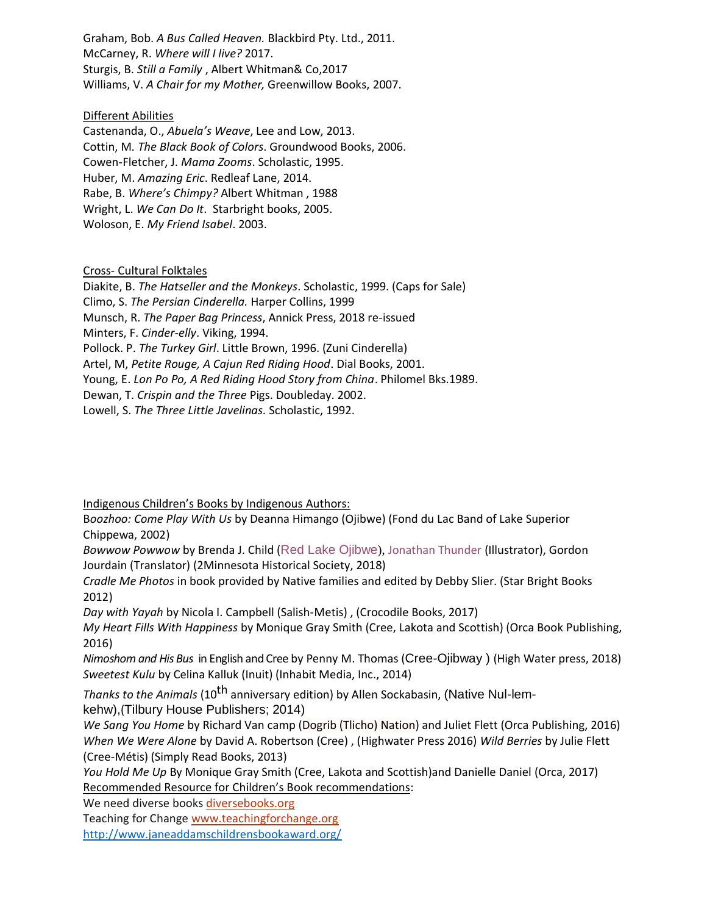Graham, Bob. *A Bus Called Heaven.* Blackbird Pty. Ltd., 2011.
McCarney, R. *Where will I live?* 2017.
Sturgis, B. *Still a Family* , Albert Whitman& Co,2017
Williams, V. *A Chair for my Mother,* Greenwillow Books, 2007.

Different Abilities

Castenanda, O., *Abuela's Weave*, Lee and Low, 2013.
Cottin, M. *The Black Book of Colors*. Groundwood Books, 2006.
Cowen-Fletcher, J. *Mama Zooms*. Scholastic, 1995.
Huber, M. *Amazing Eric*. Redleaf Lane, 2014.
Rabe, B. *Where's Chimpy?* Albert Whitman , 1988
Wright, L. *We Can Do It*. Starbright books, 2005.
Woloson, E. *My Friend Isabel*. 2003.

Cross- Cultural Folktales

Diakite, B. *The Hatseller and the Monkeys*. Scholastic, 1999. (Caps for Sale)
Climo, S. *The Persian Cinderella.* Harper Collins, 1999
Munsch, R. *The Paper Bag Princess*, Annick Press, 2018 re-issued
Minters, F. *Cinder-elly*. Viking, 1994.
Pollock. P. *The Turkey Girl*. Little Brown, 1996. (Zuni Cinderella)
Artel, M, *Petite Rouge, A Cajun Red Riding Hood*. Dial Books, 2001.
Young, E. *Lon Po Po, A Red Riding Hood Story from China*. Philomel Bks.1989.
Dewan, T. *Crispin and the Three* Pigs. Doubleday. 2002.
Lowell, S. *The Three Little Javelinas*. Scholastic, 1992.

Indigenous Children's Books by Indigenous Authors:

*Boozhoo: Come Play With Us* by Deanna Himango (Ojibwe) (Fond du Lac Band of Lake Superior Chippewa, 2002)
*Bowwow Powwow* by Brenda J. Child (Red Lake Ojibwe), Jonathan Thunder (Illustrator), Gordon Jourdain (Translator) (2Minnesota Historical Society, 2018)
*Cradle Me Photos* in book provided by Native families and edited by Debby Slier. (Star Bright Books 2012)
*Day with Yayah* by Nicola I. Campbell (Salish-Metis) , (Crocodile Books, 2017)
*My Heart Fills With Happiness* by Monique Gray Smith (Cree, Lakota and Scottish) (Orca Book Publishing, 2016)
*Nimoshom and His Bus* in English and Cree by Penny M. Thomas (Cree-Ojibway ) (High Water press, 2018)
*Sweetest Kulu* by Celina Kalluk (Inuit) (Inhabit Media, Inc., 2014)
*Thanks to the Animals* (10th anniversary edition) by Allen Sockabasin, (Native Nul-lem-kehw),(Tilbury House Publishers; 2014)
*We Sang You Home* by Richard Van camp (Dogrib (Tlicho) Nation) and Juliet Flett (Orca Publishing, 2016)
*When We Were Alone* by David A. Robertson (Cree) , (Highwater Press 2016) *Wild Berries* by Julie Flett (Cree-Métis) (Simply Read Books, 2013)
*You Hold Me Up* By Monique Gray Smith (Cree, Lakota and Scottish)and Danielle Daniel (Orca, 2017)

Recommended Resource for Children's Book recommendations:

We need diverse books diversebooks.org
Teaching for Change www.teachingforchange.org
http://www.janeaddamschildrensbookaward.org/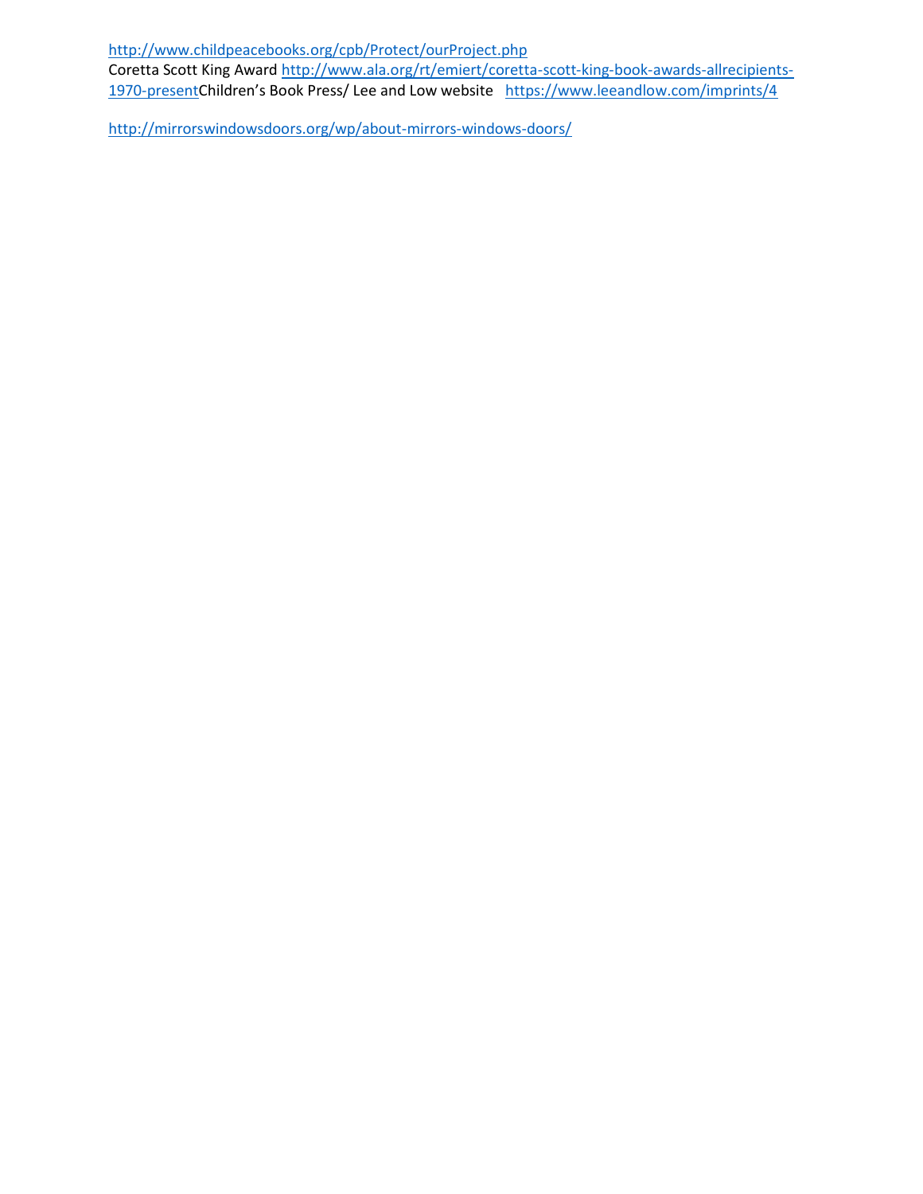http://www.childpeacebooks.org/cpb/Protect/ourProject.php

Coretta Scott King Award http://www.ala.org/rt/emiert/coretta-scott-king-book-awards-allrecipients-1970-presentChildren's Book Press/ Lee and Low website https://www.leeandlow.com/imprints/4

http://mirrorswindowsdoors.org/wp/about-mirrors-windows-doors/